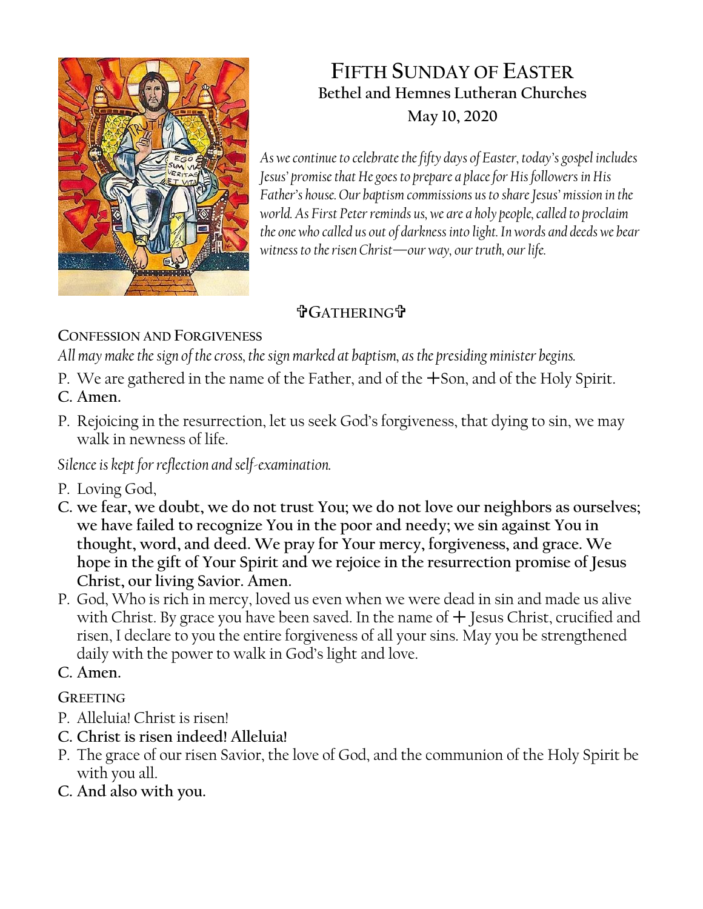# FIFTH SUNDAY OF EASTER

**Bethel and Hemnes Lutheran Churches**

**May 10, 2020**

*As we continue to celebrate the fifty days of Easter, today's gospel includes Jesus' promise that He goes to prepare a place for His followers in His Father's house. Our baptism commissions us to share Jesus' mission in the world. As First Peter reminds us, we are a holy people, called to proclaim the one who called us out of darkness into light. In words and deeds we bear witness to the risen Christ—our way, our truth, our life.*

## ✞GATHERING✞

### CONFESSION AND FORGIVENESS

*All may make the sign of the cross, the sign marked at baptism, as the presiding minister begins.*

P. We are gathered in the name of the Father, and of the ☩Son, and of the Holy Spirit.

**C. Amen.**

P. Rejoicing in the resurrection, let us seek God's forgiveness, that dying to sin, we may walk in newness of life.

*Silence is kept for reflection and self-examination.*

P. Loving God,

**C. we fear, we doubt, we do not trust You; we do not love our neighbors as ourselves; we have failed to recognize You in the poor and needy; we sin against You in thought, word, and deed. We pray for Your mercy, forgiveness, and grace. We hope in the gift of Your Spirit and we rejoice in the resurrection promise of Jesus Christ, our living Savior. Amen.**

P. God, Who is rich in mercy, loved us even when we were dead in sin and made us alive with Christ. By grace you have been saved. In the name of ☩ Jesus Christ, crucified and risen, I declare to you the entire forgiveness of all your sins. May you be strengthened daily with the power to walk in God's light and love.

**C. Amen.**

### GREETING

P. Alleluia! Christ is risen!

**C. Christ is risen indeed! Alleluia!**

P. The grace of our risen Savior, the love of God, and the communion of the Holy Spirit be with you all.

**C. And also with you.**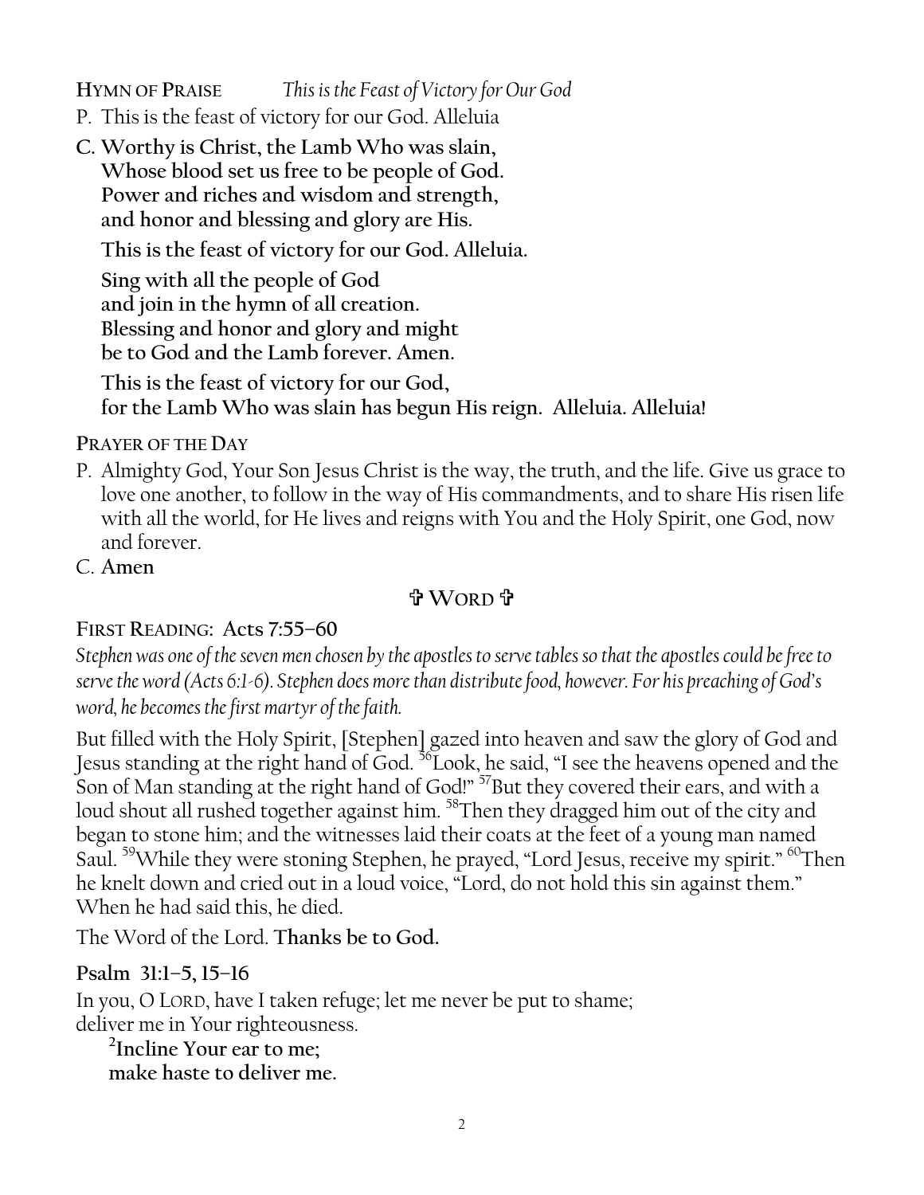**HYMN OF PRAISE** *This is the Feast of Victory for Our God*

P. This is the feast of victory for our God. Alleluia

**C. Worthy is Christ, the Lamb Who was slain,**
**Whose blood set us free to be people of God.**
**Power and riches and wisdom and strength,**
**and honor and blessing and glory are His.**

**This is the feast of victory for our God. Alleluia.**

**Sing with all the people of God**
**and join in the hymn of all creation.**
**Blessing and honor and glory and might**
**be to God and the Lamb forever. Amen.**

**This is the feast of victory for our God,**
**for the Lamb Who was slain has begun His reign. Alleluia. Alleluia!**

**PRAYER OF THE DAY**

P. Almighty God, Your Son Jesus Christ is the way, the truth, and the life. Give us grace to love one another, to follow in the way of His commandments, and to share His risen life with all the world, for He lives and reigns with You and the Holy Spirit, one God, now and forever.

C. **Amen**

## ✞ WORD ✞

**FIRST READING: Acts 7:55–60**

*Stephen was one of the seven men chosen by the apostles to serve tables so that the apostles could be free to serve the word (Acts 6:1-6). Stephen does more than distribute food, however. For his preaching of God's word, he becomes the first martyr of the faith.*

But filled with the Holy Spirit, [Stephen] gazed into heaven and saw the glory of God and Jesus standing at the right hand of God. [56]Look, he said, "I see the heavens opened and the Son of Man standing at the right hand of God!" [57]But they covered their ears, and with a loud shout all rushed together against him. [58]Then they dragged him out of the city and began to stone him; and the witnesses laid their coats at the feet of a young man named Saul. [59]While they were stoning Stephen, he prayed, "Lord Jesus, receive my spirit." [60]Then he knelt down and cried out in a loud voice, "Lord, do not hold this sin against them." When he had said this, he died.

The Word of the Lord. **Thanks be to God.**

**Psalm 31:1–5, 15–16**

In you, O LORD, have I taken refuge; let me never be put to shame;
deliver me in Your righteousness.

> [2]**Incline Your ear to me;**
> **make haste to deliver me.**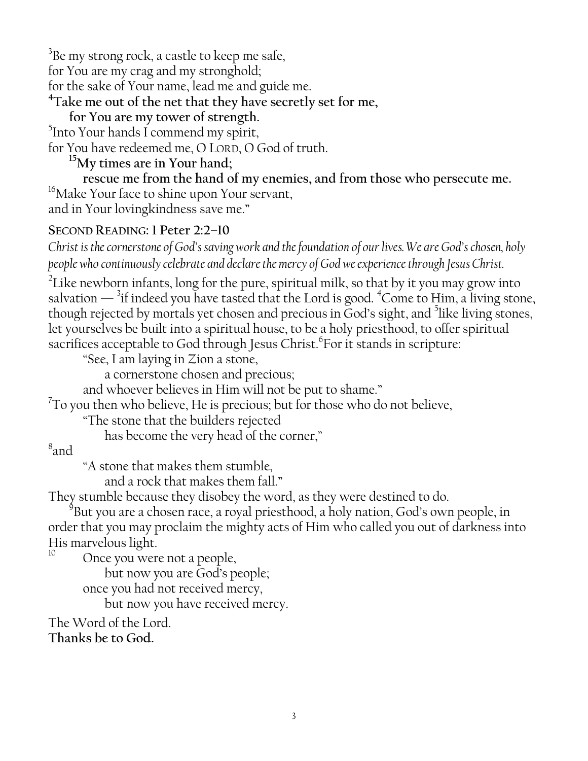[3]Be my strong rock, a castle to keep me safe,
for You are my crag and my stronghold;
for the sake of Your name, lead me and guide me.
**[4]Take me out of the net that they have secretly set for me,**
**for You are my tower of strength.**
[5]Into Your hands I commend my spirit,
for You have redeemed me, O LORD, O God of truth.
**[15]My times are in Your hand;**
**rescue me from the hand of my enemies, and from those who persecute me.**
[16]Make Your face to shine upon Your servant,
and in Your lovingkindness save me."

## SECOND READING: 1 Peter 2:2–10

*Christ is the cornerstone of God's saving work and the foundation of our lives. We are God's chosen, holy people who continuously celebrate and declare the mercy of God we experience through Jesus Christ.*

[2]Like newborn infants, long for the pure, spiritual milk, so that by it you may grow into salvation — [3]if indeed you have tasted that the Lord is good. [4]Come to Him, a living stone, though rejected by mortals yet chosen and precious in God's sight, and [5]like living stones, let yourselves be built into a spiritual house, to be a holy priesthood, to offer spiritual sacrifices acceptable to God through Jesus Christ.[6]For it stands in scripture:

"See, I am laying in Zion a stone,
a cornerstone chosen and precious;
and whoever believes in Him will not be put to shame."

[7]To you then who believe, He is precious; but for those who do not believe,

"The stone that the builders rejected
has become the very head of the corner,"

[8]and

"A stone that makes them stumble,
and a rock that makes them fall."

They stumble because they disobey the word, as they were destined to do.

[9]But you are a chosen race, a royal priesthood, a holy nation, God's own people, in order that you may proclaim the mighty acts of Him who called you out of darkness into His marvelous light.

[10] Once you were not a people,
but now you are God's people;
once you had not received mercy,
but now you have received mercy.

The Word of the Lord.
**Thanks be to God.**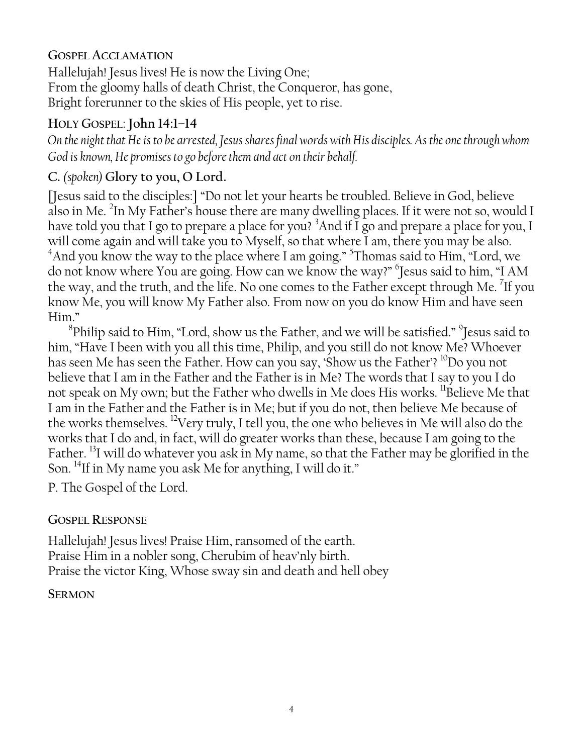### Gospel Acclamation

Hallelujah! Jesus lives! He is now the Living One;
From the gloomy halls of death Christ, the Conqueror, has gone,
Bright forerunner to the skies of His people, yet to rise.

### Holy Gospel: John 14:1–14

*On the night that He is to be arrested, Jesus shares final words with His disciples. As the one through whom God is known, He promises to go before them and act on their behalf.*

**C.** *(spoken)* **Glory to you, O Lord.**

[Jesus said to the disciples:] "Do not let your hearts be troubled. Believe in God, believe also in Me. [2]In My Father's house there are many dwelling places. If it were not so, would I have told you that I go to prepare a place for you? [3]And if I go and prepare a place for you, I will come again and will take you to Myself, so that where I am, there you may be also. [4]And you know the way to the place where I am going." [5]Thomas said to Him, "Lord, we do not know where You are going. How can we know the way?" [6]Jesus said to him, "I AM the way, and the truth, and the life. No one comes to the Father except through Me. [7]If you know Me, you will know My Father also. From now on you do know Him and have seen Him."

[8]Philip said to Him, "Lord, show us the Father, and we will be satisfied." [9]Jesus said to him, "Have I been with you all this time, Philip, and you still do not know Me? Whoever has seen Me has seen the Father. How can you say, 'Show us the Father'? [10]Do you not believe that I am in the Father and the Father is in Me? The words that I say to you I do not speak on My own; but the Father who dwells in Me does His works. [11]Believe Me that I am in the Father and the Father is in Me; but if you do not, then believe Me because of the works themselves. [12]Very truly, I tell you, the one who believes in Me will also do the works that I do and, in fact, will do greater works than these, because I am going to the Father. [13]I will do whatever you ask in My name, so that the Father may be glorified in the Son. [14]If in My name you ask Me for anything, I will do it."

P. The Gospel of the Lord.

### Gospel Response

Hallelujah! Jesus lives! Praise Him, ransomed of the earth.
Praise Him in a nobler song, Cherubim of heav'nly birth.
Praise the victor King, Whose sway sin and death and hell obey

### Sermon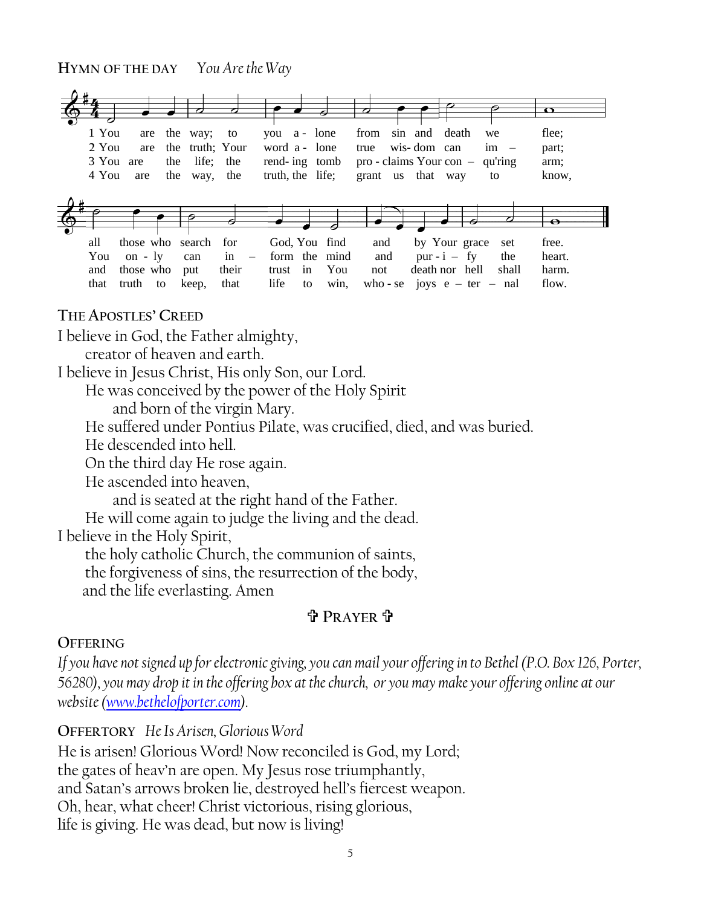**HYMN OF THE DAY** *You Are the Way*

1 You are the way; to you alone from sin and death we flee; all those who search for God, You find and by Your grace set free.

2 You are the truth; Your word alone true wisdom can impart; You only can in – form the mind and purify the heart.

3 You are the life; the rending tomb proclaims Your conqu'ring arm; and those who put their trust in You not death nor hell shall harm.

4 You are the way, the truth, the life; grant us that way to know, that truth to keep, that life to win, whose joys eternal flow.

## THE APOSTLES' CREED

I believe in God, the Father almighty,
creator of heaven and earth.
I believe in Jesus Christ, His only Son, our Lord.
He was conceived by the power of the Holy Spirit
and born of the virgin Mary.
He suffered under Pontius Pilate, was crucified, died, and was buried.
He descended into hell.
On the third day He rose again.
He ascended into heaven,
and is seated at the right hand of the Father.
He will come again to judge the living and the dead.
I believe in the Holy Spirit,
the holy catholic Church, the communion of saints,
the forgiveness of sins, the resurrection of the body,
and the life everlasting. Amen

## ✞ PRAYER ✞

## OFFERING

*If you have not signed up for electronic giving, you can mail your offering in to Bethel (P.O. Box 126, Porter, 56280), you may drop it in the offering box at the church, or you may make your offering online at our website (www.bethelofporter.com).*

**OFFERTORY** *He Is Arisen, Glorious Word*

He is arisen! Glorious Word! Now reconciled is God, my Lord;
the gates of heav'n are open. My Jesus rose triumphantly,
and Satan's arrows broken lie, destroyed hell's fiercest weapon.
Oh, hear, what cheer! Christ victorious, rising glorious,
life is giving. He was dead, but now is living!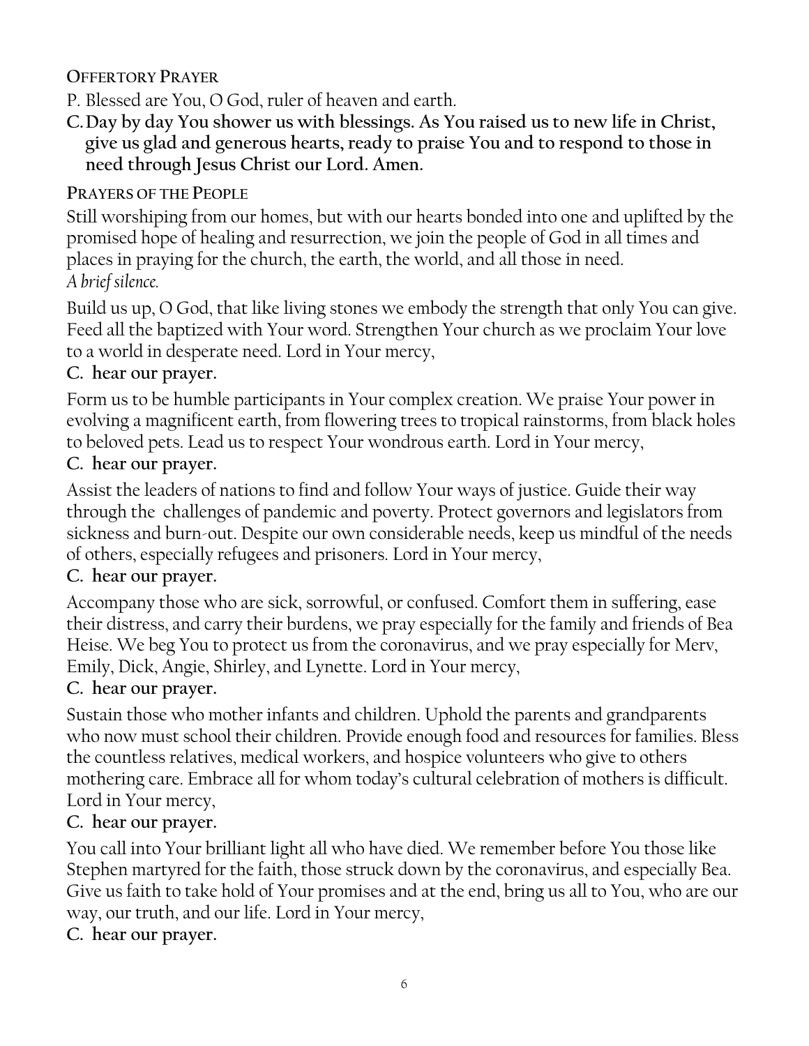**Offertory Prayer**

P. Blessed are You, O God, ruler of heaven and earth.

**C. Day by day You shower us with blessings. As You raised us to new life in Christ, give us glad and generous hearts, ready to praise You and to respond to those in need through Jesus Christ our Lord. Amen.**

**Prayers of the People**

Still worshiping from our homes, but with our hearts bonded into one and uplifted by the promised hope of healing and resurrection, we join the people of God in all times and places in praying for the church, the earth, the world, and all those in need.

*A brief silence.*

Build us up, O God, that like living stones we embody the strength that only You can give. Feed all the baptized with Your word. Strengthen Your church as we proclaim Your love to a world in desperate need. Lord in Your mercy,

**C. hear our prayer.**

Form us to be humble participants in Your complex creation. We praise Your power in evolving a magnificent earth, from flowering trees to tropical rainstorms, from black holes to beloved pets. Lead us to respect Your wondrous earth. Lord in Your mercy,

**C. hear our prayer.**

Assist the leaders of nations to find and follow Your ways of justice. Guide their way through the challenges of pandemic and poverty. Protect governors and legislators from sickness and burn-out. Despite our own considerable needs, keep us mindful of the needs of others, especially refugees and prisoners. Lord in Your mercy,

**C. hear our prayer.**

Accompany those who are sick, sorrowful, or confused. Comfort them in suffering, ease their distress, and carry their burdens, we pray especially for the family and friends of Bea Heise. We beg You to protect us from the coronavirus, and we pray especially for Merv, Emily, Dick, Angie, Shirley, and Lynette. Lord in Your mercy,

**C. hear our prayer.**

Sustain those who mother infants and children. Uphold the parents and grandparents who now must school their children. Provide enough food and resources for families. Bless the countless relatives, medical workers, and hospice volunteers who give to others mothering care. Embrace all for whom today's cultural celebration of mothers is difficult. Lord in Your mercy,

**C. hear our prayer.**

You call into Your brilliant light all who have died. We remember before You those like Stephen martyred for the faith, those struck down by the coronavirus, and especially Bea. Give us faith to take hold of Your promises and at the end, bring us all to You, who are our way, our truth, and our life. Lord in Your mercy,

**C. hear our prayer.**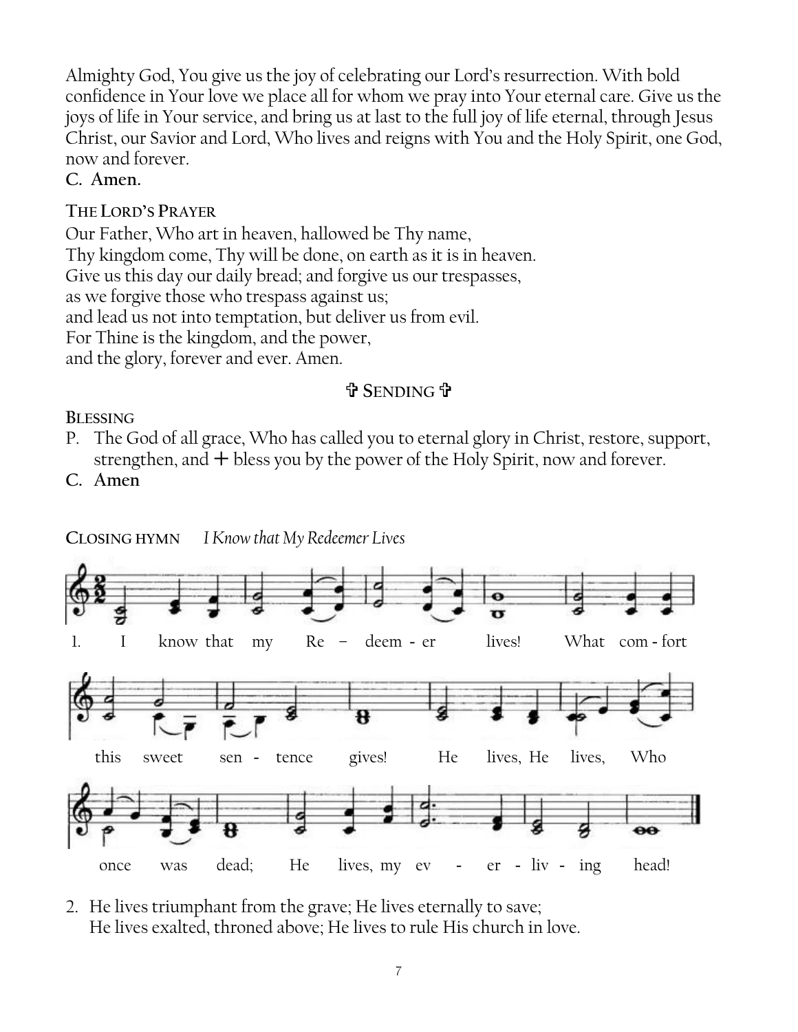Almighty God, You give us the joy of celebrating our Lord's resurrection. With bold confidence in Your love we place all for whom we pray into Your eternal care. Give us the joys of life in Your service, and bring us at last to the full joy of life eternal, through Jesus Christ, our Savior and Lord, Who lives and reigns with You and the Holy Spirit, one God, now and forever.

**C. Amen.**

**THE LORD'S PRAYER**

Our Father, Who art in heaven, hallowed be Thy name,
Thy kingdom come, Thy will be done, on earth as it is in heaven.
Give us this day our daily bread; and forgive us our trespasses,
as we forgive those who trespass against us;
and lead us not into temptation, but deliver us from evil.
For Thine is the kingdom, and the power,
and the glory, forever and ever. Amen.

## ✞ SENDING ✞

**BLESSING**

P. The God of all grace, Who has called you to eternal glory in Christ, restore, support, strengthen, and + bless you by the power of the Holy Spirit, now and forever.

**C. Amen**

**CLOSING HYMN** *I Know that My Redeemer Lives*

1. I know that my Re – deem - er lives! What com - fort this sweet sen - tence gives! He lives, He lives, Who once was dead; He lives, my ev - er - liv - ing head!

2. He lives triumphant from the grave; He lives eternally to save;
He lives exalted, throned above; He lives to rule His church in love.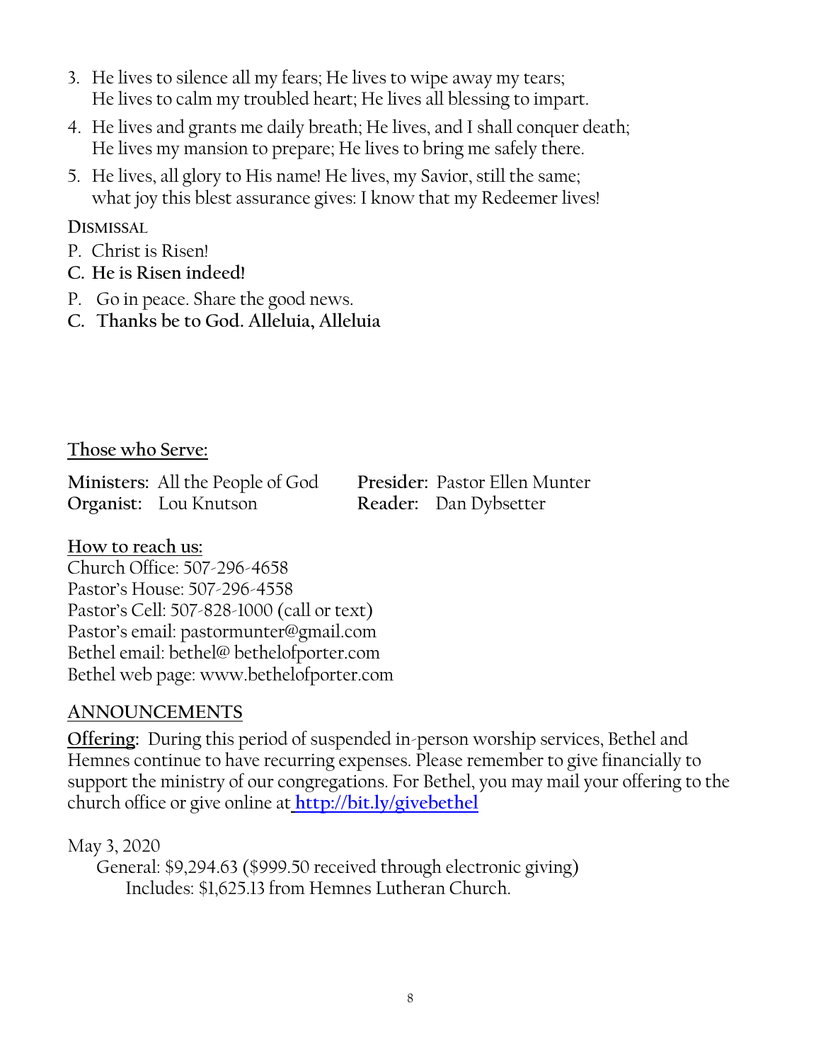3. He lives to silence all my fears; He lives to wipe away my tears;
   He lives to calm my troubled heart; He lives all blessing to impart.
4. He lives and grants me daily breath; He lives, and I shall conquer death;
   He lives my mansion to prepare; He lives to bring me safely there.
5. He lives, all glory to His name! He lives, my Savior, still the same;
   what joy this blest assurance gives: I know that my Redeemer lives!

**DISMISSAL**

P. Christ is Risen!
**C. He is Risen indeed!**
P. Go in peace. Share the good news.
**C. Thanks be to God. Alleluia, Alleluia**

## Those who Serve:

**Ministers:** All the People of God
**Presider:** Pastor Ellen Munter
**Organist:** Lou Knutson
**Reader:** Dan Dybsetter

## How to reach us:

Church Office: 507-296-4658
Pastor's House: 507-296-4558
Pastor's Cell: 507-828-1000 (call or text)
Pastor's email: pastormunter@gmail.com
Bethel email: bethel@ bethelofporter.com
Bethel web page: www.bethelofporter.com

## ANNOUNCEMENTS

**Offering:** During this period of suspended in-person worship services, Bethel and Hemnes continue to have recurring expenses. Please remember to give financially to support the ministry of our congregations. For Bethel, you may mail your offering to the church office or give online at **http://bit.ly/givebethel**

May 3, 2020
General: $9,294.63 ($999.50 received through electronic giving)
Includes: $1,625.13 from Hemnes Lutheran Church.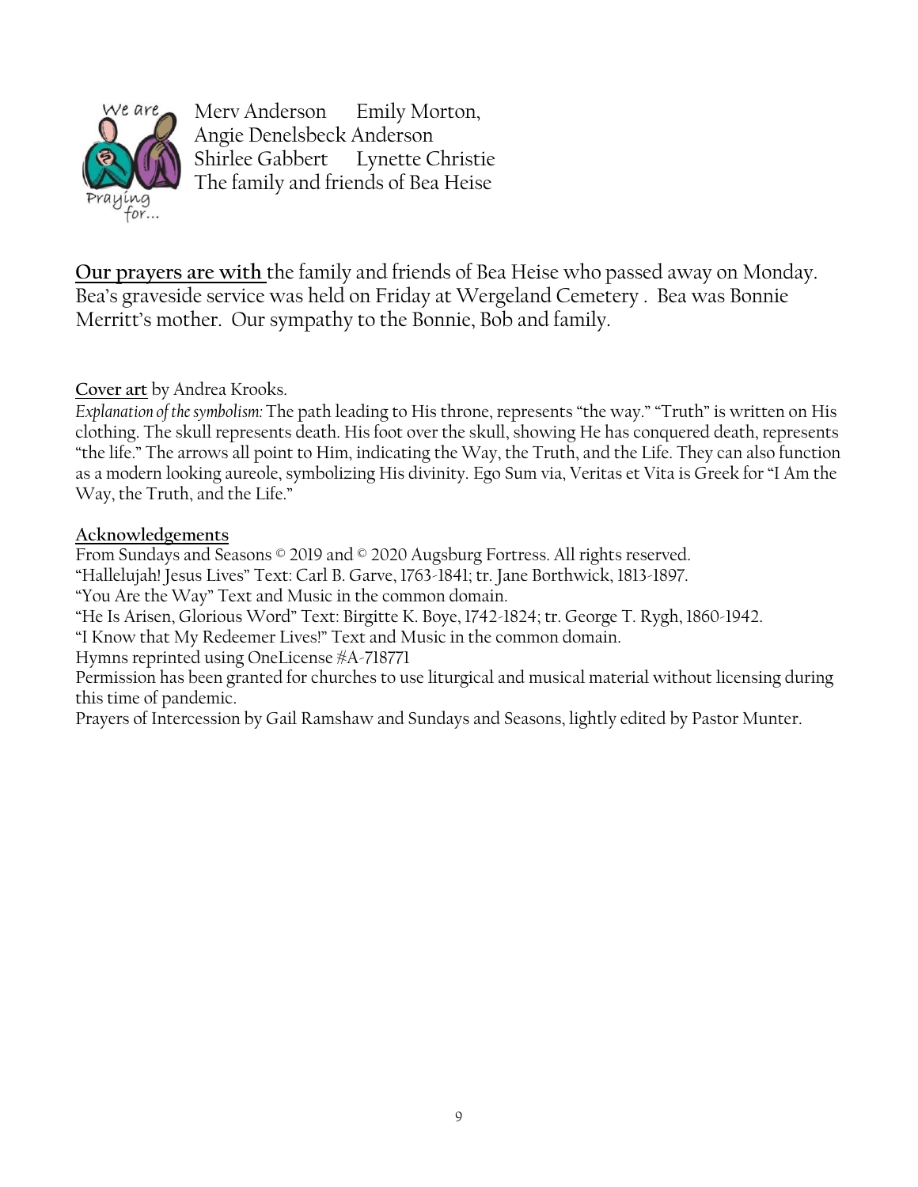We are Praying for...

Merv Anderson     Emily Morton,
Angie Denelsbeck Anderson
Shirlee Gabbert     Lynette Christie
The family and friends of Bea Heise

**Our prayers are with** the family and friends of Bea Heise who passed away on Monday. Bea's graveside service was held on Friday at Wergeland Cemetery . Bea was Bonnie Merritt's mother. Our sympathy to the Bonnie, Bob and family.

**Cover art** by Andrea Krooks.
*Explanation of the symbolism:* The path leading to His throne, represents "the way." "Truth" is written on His clothing. The skull represents death. His foot over the skull, showing He has conquered death, represents "the life." The arrows all point to Him, indicating the Way, the Truth, and the Life. They can also function as a modern looking aureole, symbolizing His divinity. Ego Sum via, Veritas et Vita is Greek for "I Am the Way, the Truth, and the Life."

**Acknowledgements**
From Sundays and Seasons © 2019 and © 2020 Augsburg Fortress. All rights reserved.
"Hallelujah! Jesus Lives" Text: Carl B. Garve, 1763-1841; tr. Jane Borthwick, 1813-1897.
"You Are the Way" Text and Music in the common domain.
"He Is Arisen, Glorious Word" Text: Birgitte K. Boye, 1742-1824; tr. George T. Rygh, 1860-1942.
"I Know that My Redeemer Lives!" Text and Music in the common domain.
Hymns reprinted using OneLicense #A-718771
Permission has been granted for churches to use liturgical and musical material without licensing during this time of pandemic.
Prayers of Intercession by Gail Ramshaw and Sundays and Seasons, lightly edited by Pastor Munter.